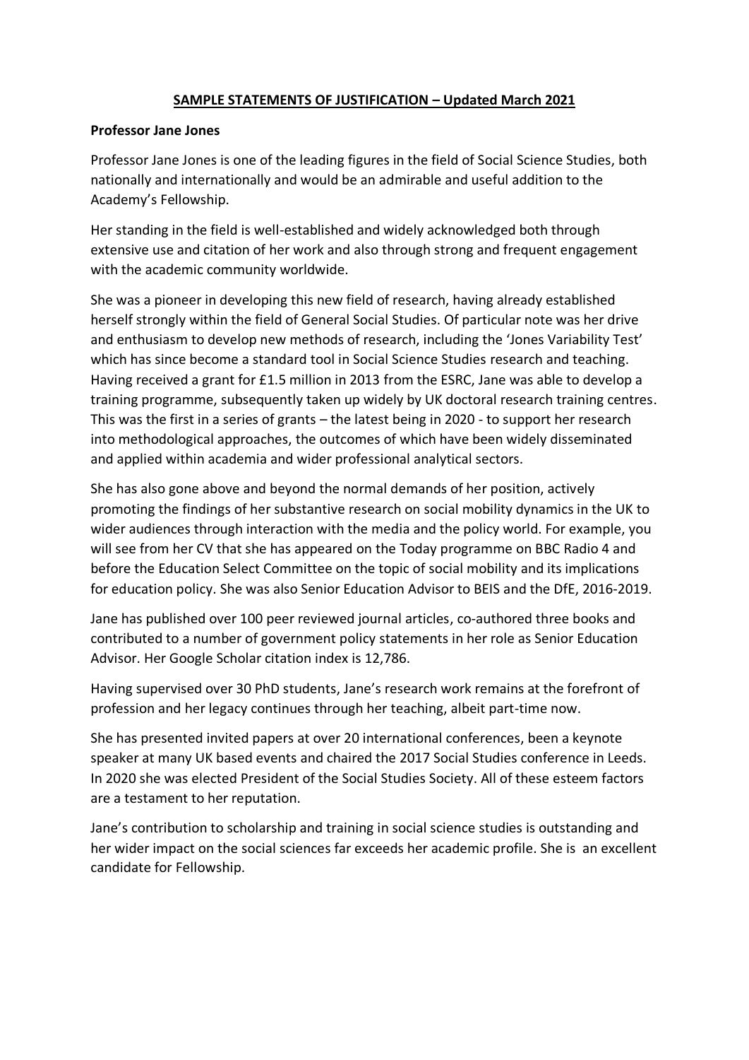## SAMPLE STATEMENTS OF JUSTIFICATION – Updated March 2021

**Professor Jane Jones**

Professor Jane Jones is one of the leading figures in the field of Social Science Studies, both nationally and internationally and would be an admirable and useful addition to the Academy's Fellowship.

Her standing in the field is well-established and widely acknowledged both through extensive use and citation of her work and also through strong and frequent engagement with the academic community worldwide.

She was a pioneer in developing this new field of research, having already established herself strongly within the field of General Social Studies. Of particular note was her drive and enthusiasm to develop new methods of research, including the 'Jones Variability Test' which has since become a standard tool in Social Science Studies research and teaching. Having received a grant for £1.5 million in 2013 from the ESRC, Jane was able to develop a training programme, subsequently taken up widely by UK doctoral research training centres. This was the first in a series of grants – the latest being in 2020 - to support her research into methodological approaches, the outcomes of which have been widely disseminated and applied within academia and wider professional analytical sectors.

She has also gone above and beyond the normal demands of her position, actively promoting the findings of her substantive research on social mobility dynamics in the UK to wider audiences through interaction with the media and the policy world. For example, you will see from her CV that she has appeared on the Today programme on BBC Radio 4 and before the Education Select Committee on the topic of social mobility and its implications for education policy. She was also Senior Education Advisor to BEIS and the DfE, 2016-2019.

Jane has published over 100 peer reviewed journal articles, co-authored three books and contributed to a number of government policy statements in her role as Senior Education Advisor. Her Google Scholar citation index is 12,786.

Having supervised over 30 PhD students, Jane's research work remains at the forefront of profession and her legacy continues through her teaching, albeit part-time now.

She has presented invited papers at over 20 international conferences, been a keynote speaker at many UK based events and chaired the 2017 Social Studies conference in Leeds. In 2020 she was elected President of the Social Studies Society. All of these esteem factors are a testament to her reputation.

Jane's contribution to scholarship and training in social science studies is outstanding and her wider impact on the social sciences far exceeds her academic profile. She is an excellent candidate for Fellowship.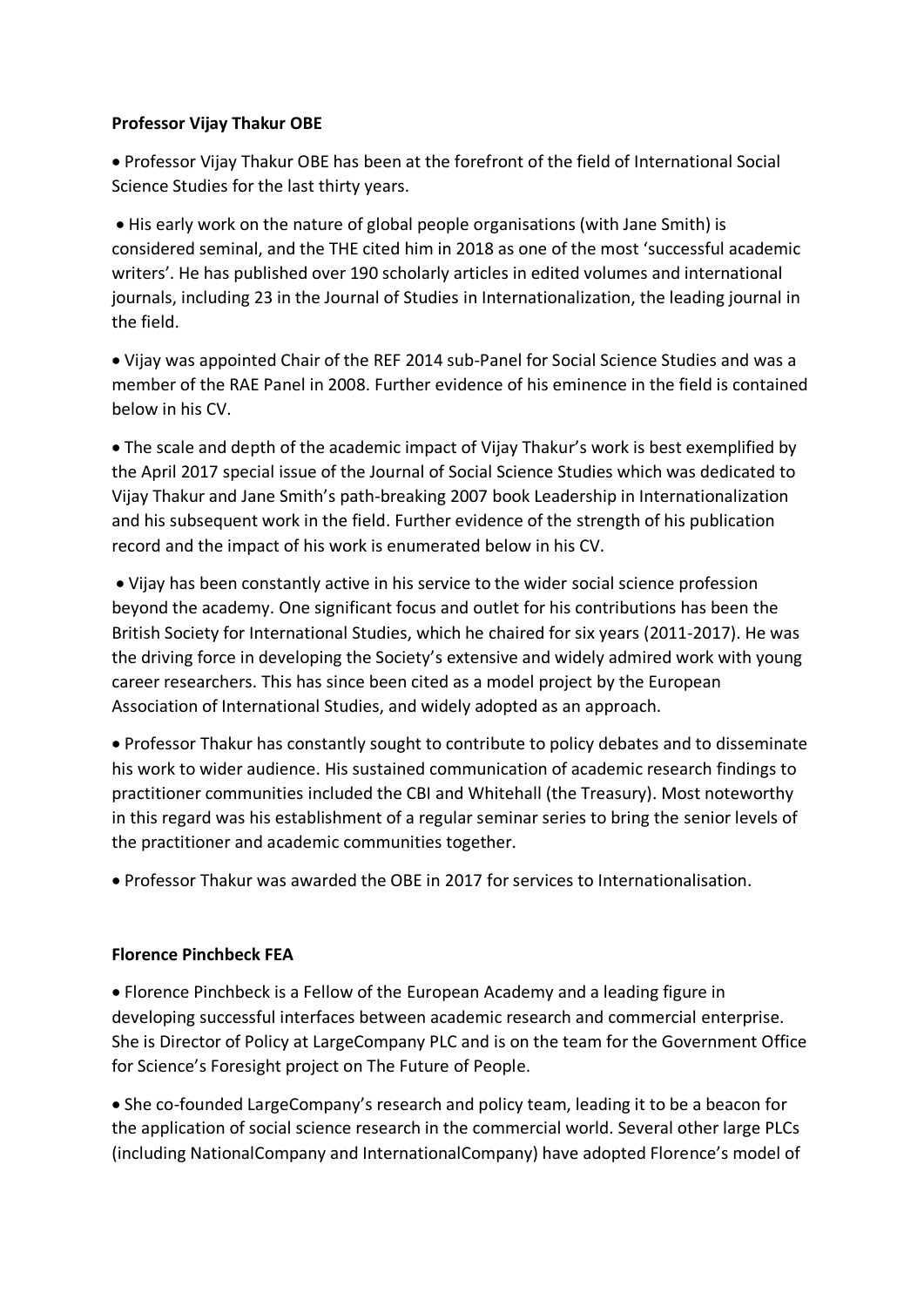**Professor Vijay Thakur OBE**

- Professor Vijay Thakur OBE has been at the forefront of the field of International Social Science Studies for the last thirty years.

- His early work on the nature of global people organisations (with Jane Smith) is considered seminal, and the THE cited him in 2018 as one of the most 'successful academic writers'. He has published over 190 scholarly articles in edited volumes and international journals, including 23 in the Journal of Studies in Internationalization, the leading journal in the field.

- Vijay was appointed Chair of the REF 2014 sub-Panel for Social Science Studies and was a member of the RAE Panel in 2008. Further evidence of his eminence in the field is contained below in his CV.

- The scale and depth of the academic impact of Vijay Thakur's work is best exemplified by the April 2017 special issue of the Journal of Social Science Studies which was dedicated to Vijay Thakur and Jane Smith's path-breaking 2007 book Leadership in Internationalization and his subsequent work in the field. Further evidence of the strength of his publication record and the impact of his work is enumerated below in his CV.

- Vijay has been constantly active in his service to the wider social science profession beyond the academy. One significant focus and outlet for his contributions has been the British Society for International Studies, which he chaired for six years (2011-2017). He was the driving force in developing the Society's extensive and widely admired work with young career researchers. This has since been cited as a model project by the European Association of International Studies, and widely adopted as an approach.

- Professor Thakur has constantly sought to contribute to policy debates and to disseminate his work to wider audience. His sustained communication of academic research findings to practitioner communities included the CBI and Whitehall (the Treasury). Most noteworthy in this regard was his establishment of a regular seminar series to bring the senior levels of the practitioner and academic communities together.

- Professor Thakur was awarded the OBE in 2017 for services to Internationalisation.

**Florence Pinchbeck FEA**

- Florence Pinchbeck is a Fellow of the European Academy and a leading figure in developing successful interfaces between academic research and commercial enterprise. She is Director of Policy at LargeCompany PLC and is on the team for the Government Office for Science's Foresight project on The Future of People.

- She co-founded LargeCompany's research and policy team, leading it to be a beacon for the application of social science research in the commercial world. Several other large PLCs (including NationalCompany and InternationalCompany) have adopted Florence's model of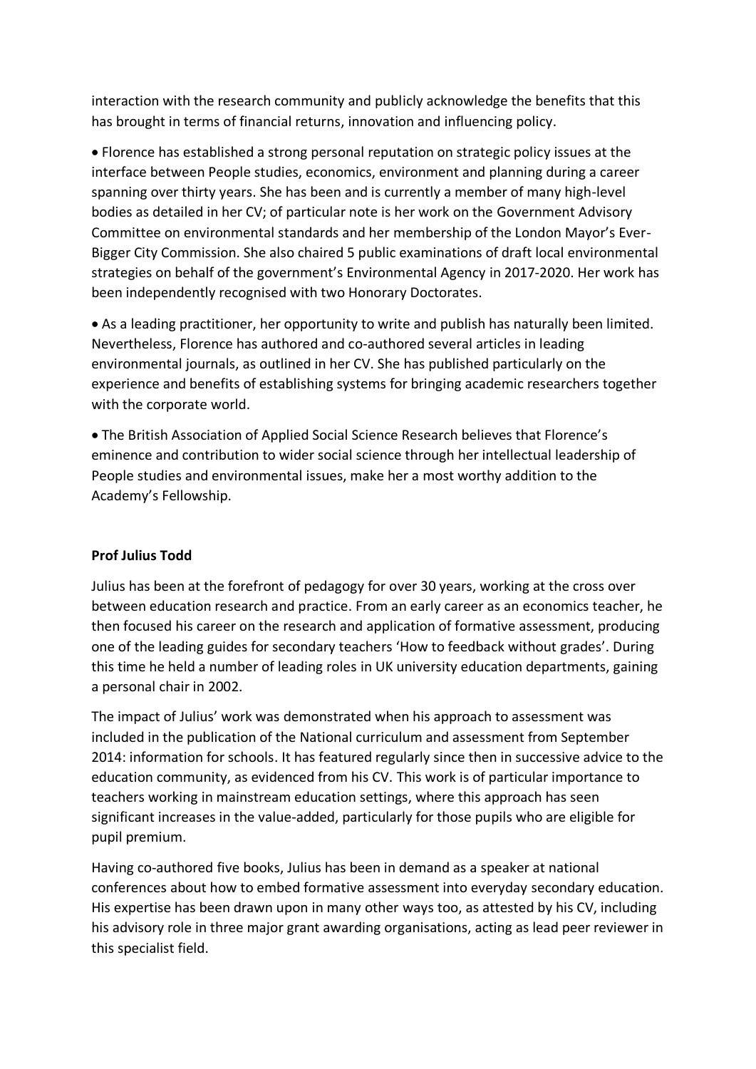interaction with the research community and publicly acknowledge the benefits that this has brought in terms of financial returns, innovation and influencing policy.

- Florence has established a strong personal reputation on strategic policy issues at the interface between People studies, economics, environment and planning during a career spanning over thirty years. She has been and is currently a member of many high-level bodies as detailed in her CV; of particular note is her work on the Government Advisory Committee on environmental standards and her membership of the London Mayor's Ever-Bigger City Commission. She also chaired 5 public examinations of draft local environmental strategies on behalf of the government's Environmental Agency in 2017-2020. Her work has been independently recognised with two Honorary Doctorates.

- As a leading practitioner, her opportunity to write and publish has naturally been limited. Nevertheless, Florence has authored and co-authored several articles in leading environmental journals, as outlined in her CV. She has published particularly on the experience and benefits of establishing systems for bringing academic researchers together with the corporate world.

- The British Association of Applied Social Science Research believes that Florence's eminence and contribution to wider social science through her intellectual leadership of People studies and environmental issues, make her a most worthy addition to the Academy's Fellowship.

**Prof Julius Todd**

Julius has been at the forefront of pedagogy for over 30 years, working at the cross over between education research and practice. From an early career as an economics teacher, he then focused his career on the research and application of formative assessment, producing one of the leading guides for secondary teachers 'How to feedback without grades'. During this time he held a number of leading roles in UK university education departments, gaining a personal chair in 2002.

The impact of Julius' work was demonstrated when his approach to assessment was included in the publication of the National curriculum and assessment from September 2014: information for schools. It has featured regularly since then in successive advice to the education community, as evidenced from his CV. This work is of particular importance to teachers working in mainstream education settings, where this approach has seen significant increases in the value-added, particularly for those pupils who are eligible for pupil premium.

Having co-authored five books, Julius has been in demand as a speaker at national conferences about how to embed formative assessment into everyday secondary education. His expertise has been drawn upon in many other ways too, as attested by his CV, including his advisory role in three major grant awarding organisations, acting as lead peer reviewer in this specialist field.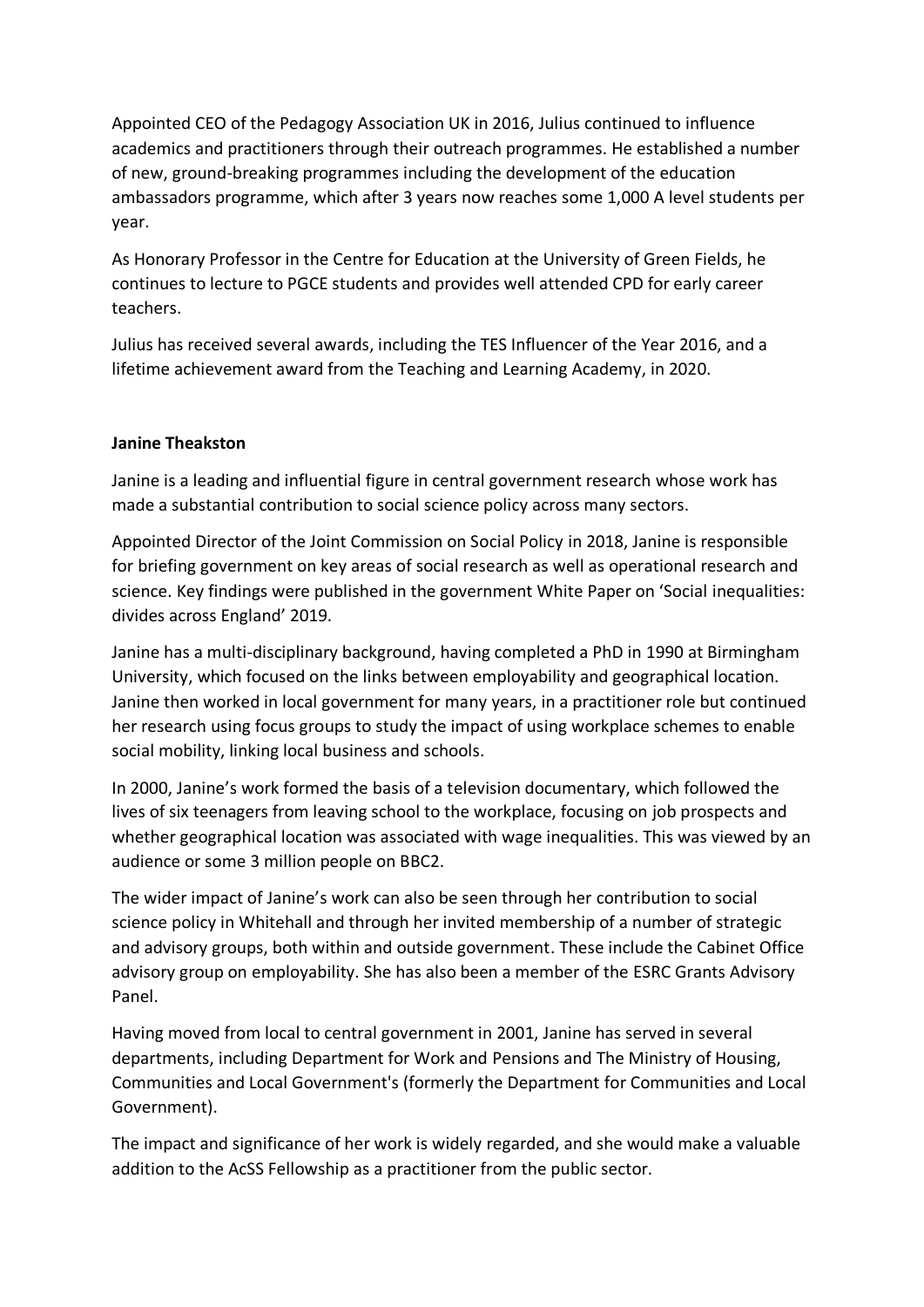Appointed CEO of the Pedagogy Association UK in 2016, Julius continued to influence academics and practitioners through their outreach programmes. He established a number of new, ground-breaking programmes including the development of the education ambassadors programme, which after 3 years now reaches some 1,000 A level students per year.

As Honorary Professor in the Centre for Education at the University of Green Fields, he continues to lecture to PGCE students and provides well attended CPD for early career teachers.

Julius has received several awards, including the TES Influencer of the Year 2016, and a lifetime achievement award from the Teaching and Learning Academy, in 2020.

**Janine Theakston**

Janine is a leading and influential figure in central government research whose work has made a substantial contribution to social science policy across many sectors.

Appointed Director of the Joint Commission on Social Policy in 2018, Janine is responsible for briefing government on key areas of social research as well as operational research and science. Key findings were published in the government White Paper on 'Social inequalities: divides across England' 2019.

Janine has a multi-disciplinary background, having completed a PhD in 1990 at Birmingham University, which focused on the links between employability and geographical location. Janine then worked in local government for many years, in a practitioner role but continued her research using focus groups to study the impact of using workplace schemes to enable social mobility, linking local business and schools.

In 2000, Janine's work formed the basis of a television documentary, which followed the lives of six teenagers from leaving school to the workplace, focusing on job prospects and whether geographical location was associated with wage inequalities. This was viewed by an audience or some 3 million people on BBC2.

The wider impact of Janine's work can also be seen through her contribution to social science policy in Whitehall and through her invited membership of a number of strategic and advisory groups, both within and outside government. These include the Cabinet Office advisory group on employability. She has also been a member of the ESRC Grants Advisory Panel.

Having moved from local to central government in 2001, Janine has served in several departments, including Department for Work and Pensions and The Ministry of Housing, Communities and Local Government's (formerly the Department for Communities and Local Government).

The impact and significance of her work is widely regarded, and she would make a valuable addition to the AcSS Fellowship as a practitioner from the public sector.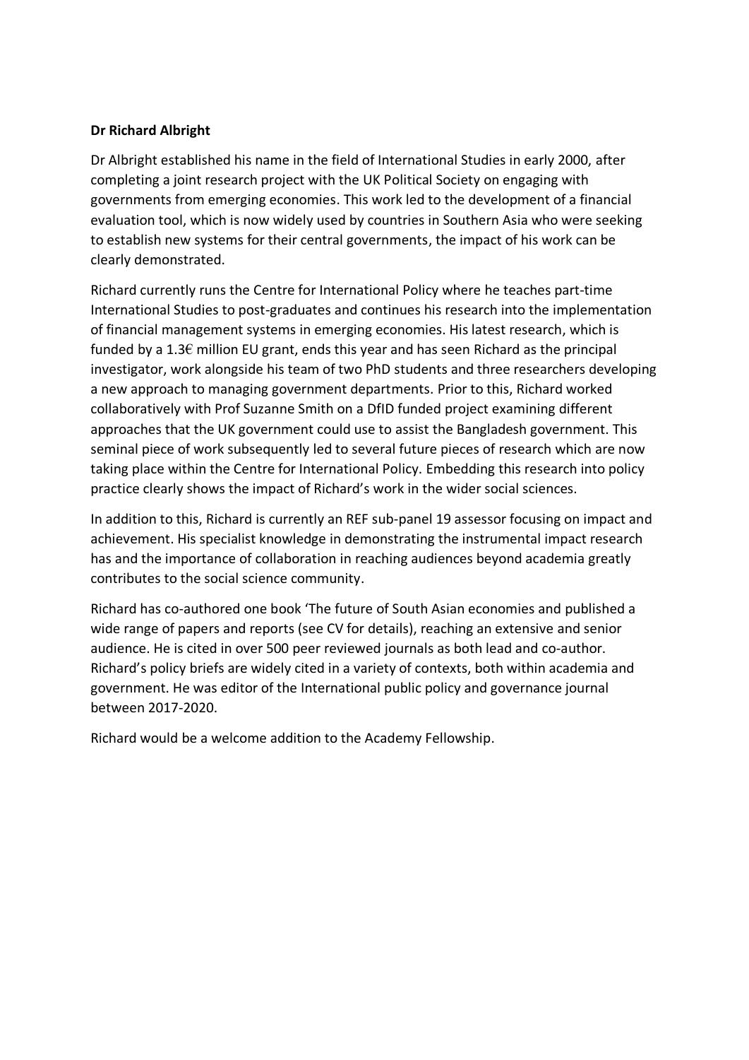**Dr Richard Albright**

Dr Albright established his name in the field of International Studies in early 2000, after completing a joint research project with the UK Political Society on engaging with governments from emerging economies. This work led to the development of a financial evaluation tool, which is now widely used by countries in Southern Asia who were seeking to establish new systems for their central governments, the impact of his work can be clearly demonstrated.

Richard currently runs the Centre for International Policy where he teaches part-time International Studies to post-graduates and continues his research into the implementation of financial management systems in emerging economies. His latest research, which is funded by a 1.3€ million EU grant, ends this year and has seen Richard as the principal investigator, work alongside his team of two PhD students and three researchers developing a new approach to managing government departments. Prior to this, Richard worked collaboratively with Prof Suzanne Smith on a DfID funded project examining different approaches that the UK government could use to assist the Bangladesh government. This seminal piece of work subsequently led to several future pieces of research which are now taking place within the Centre for International Policy. Embedding this research into policy practice clearly shows the impact of Richard's work in the wider social sciences.

In addition to this, Richard is currently an REF sub-panel 19 assessor focusing on impact and achievement. His specialist knowledge in demonstrating the instrumental impact research has and the importance of collaboration in reaching audiences beyond academia greatly contributes to the social science community.

Richard has co-authored one book 'The future of South Asian economies and published a wide range of papers and reports (see CV for details), reaching an extensive and senior audience. He is cited in over 500 peer reviewed journals as both lead and co-author. Richard's policy briefs are widely cited in a variety of contexts, both within academia and government. He was editor of the International public policy and governance journal between 2017-2020.

Richard would be a welcome addition to the Academy Fellowship.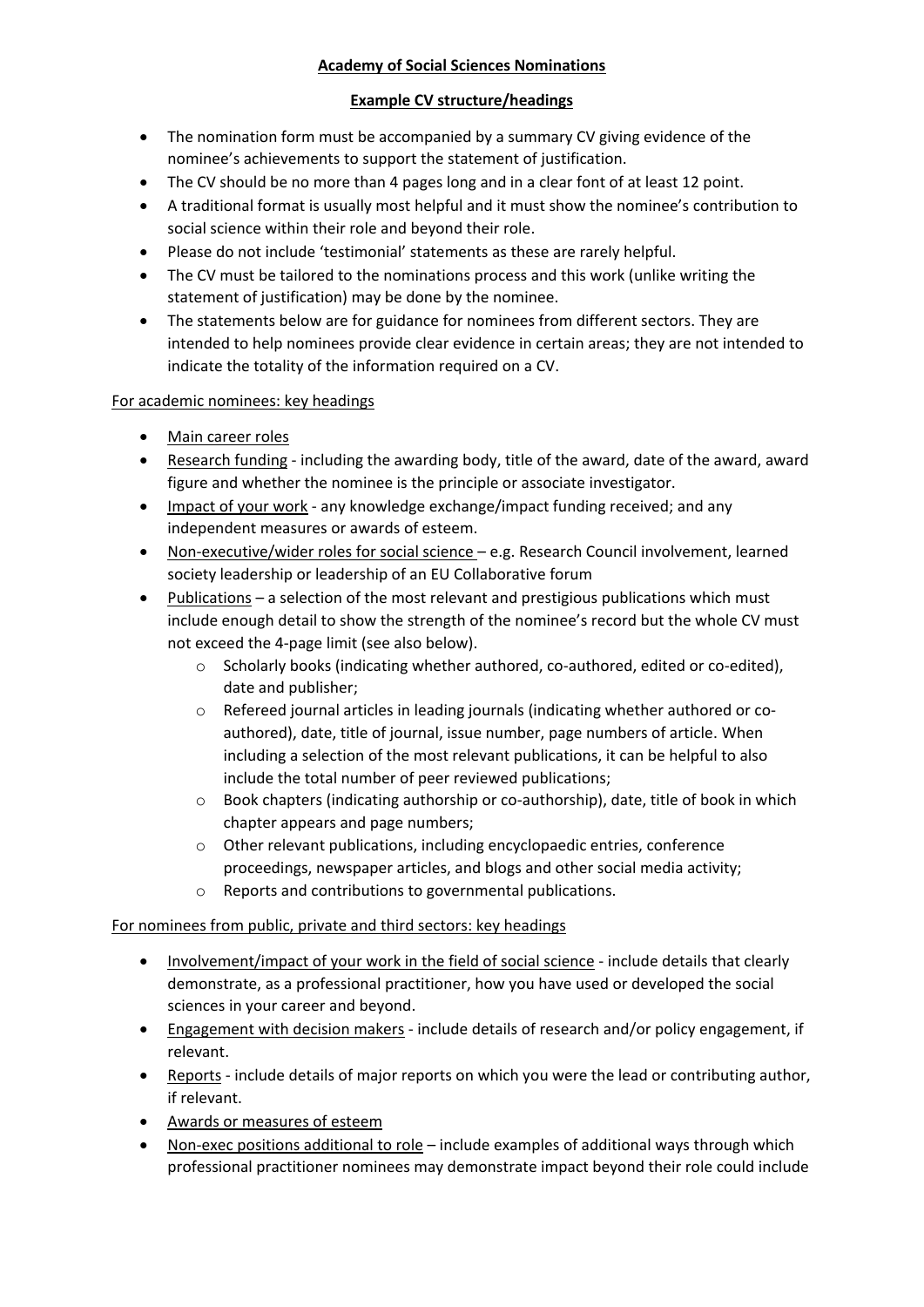**Academy of Social Sciences Nominations**

**Example CV structure/headings**

- The nomination form must be accompanied by a summary CV giving evidence of the nominee's achievements to support the statement of justification.
- The CV should be no more than 4 pages long and in a clear font of at least 12 point.
- A traditional format is usually most helpful and it must show the nominee's contribution to social science within their role and beyond their role.
- Please do not include 'testimonial' statements as these are rarely helpful.
- The CV must be tailored to the nominations process and this work (unlike writing the statement of justification) may be done by the nominee.
- The statements below are for guidance for nominees from different sectors. They are intended to help nominees provide clear evidence in certain areas; they are not intended to indicate the totality of the information required on a CV.

For academic nominees: key headings

- Main career roles
- Research funding - including the awarding body, title of the award, date of the award, award figure and whether the nominee is the principle or associate investigator.
- Impact of your work - any knowledge exchange/impact funding received; and any independent measures or awards of esteem.
- Non-executive/wider roles for social science – e.g. Research Council involvement, learned society leadership or leadership of an EU Collaborative forum
- Publications – a selection of the most relevant and prestigious publications which must include enough detail to show the strength of the nominee's record but the whole CV must not exceed the 4-page limit (see also below).
    - Scholarly books (indicating whether authored, co-authored, edited or co-edited), date and publisher;
    - Refereed journal articles in leading journals (indicating whether authored or co-authored), date, title of journal, issue number, page numbers of article. When including a selection of the most relevant publications, it can be helpful to also include the total number of peer reviewed publications;
    - Book chapters (indicating authorship or co-authorship), date, title of book in which chapter appears and page numbers;
    - Other relevant publications, including encyclopaedic entries, conference proceedings, newspaper articles, and blogs and other social media activity;
    - Reports and contributions to governmental publications.

For nominees from public, private and third sectors: key headings

- Involvement/impact of your work in the field of social science - include details that clearly demonstrate, as a professional practitioner, how you have used or developed the social sciences in your career and beyond.
- Engagement with decision makers - include details of research and/or policy engagement, if relevant.
- Reports - include details of major reports on which you were the lead or contributing author, if relevant.
- Awards or measures of esteem
- Non-exec positions additional to role – include examples of additional ways through which professional practitioner nominees may demonstrate impact beyond their role could include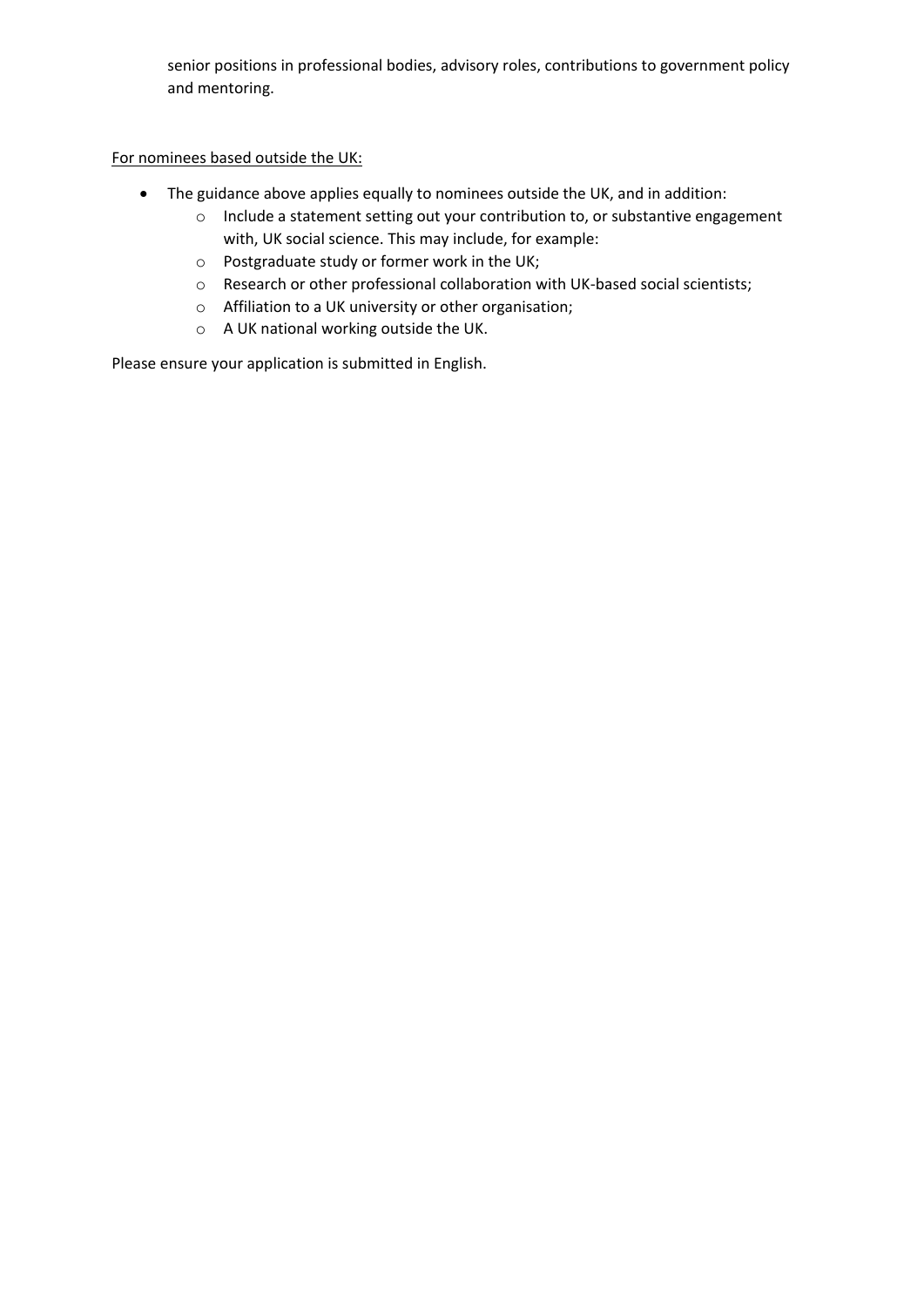senior positions in professional bodies, advisory roles, contributions to government policy and mentoring.

For nominees based outside the UK:

- The guidance above applies equally to nominees outside the UK, and in addition:
  - Include a statement setting out your contribution to, or substantive engagement with, UK social science. This may include, for example:
  - Postgraduate study or former work in the UK;
  - Research or other professional collaboration with UK-based social scientists;
  - Affiliation to a UK university or other organisation;
  - A UK national working outside the UK.

Please ensure your application is submitted in English.